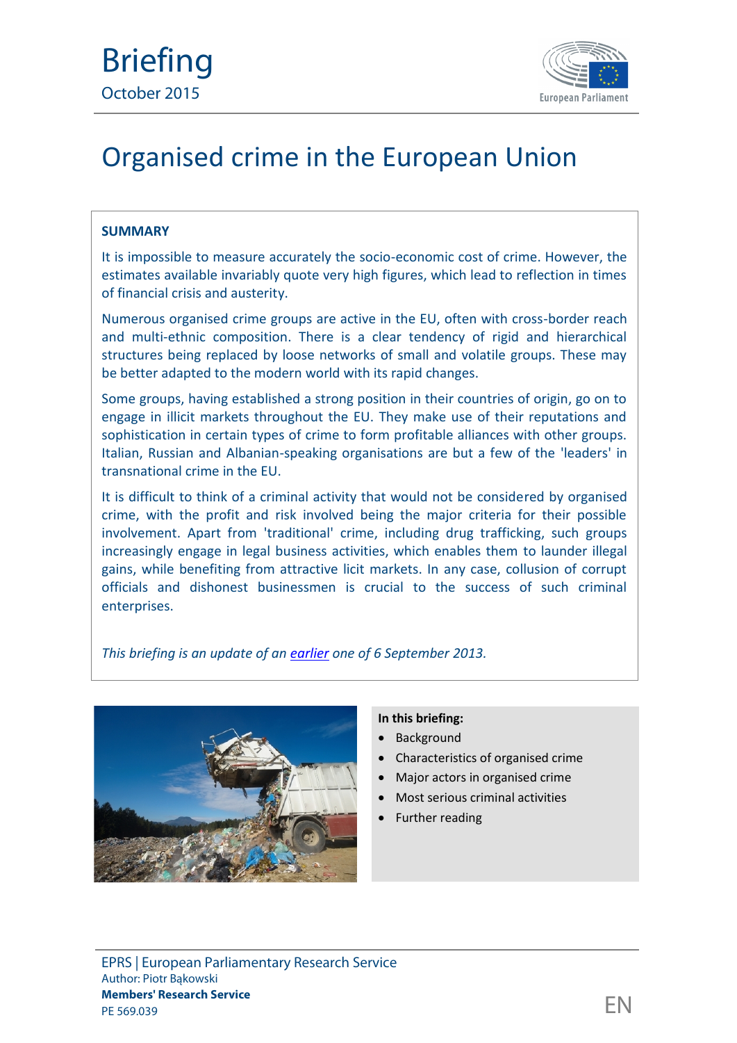Briefing
October 2015

# Organised crime in the European Union

## SUMMARY

It is impossible to measure accurately the socio-economic cost of crime. However, the estimates available invariably quote very high figures, which lead to reflection in times of financial crisis and austerity.

Numerous organised crime groups are active in the EU, often with cross-border reach and multi-ethnic composition. There is a clear tendency of rigid and hierarchical structures being replaced by loose networks of small and volatile groups. These may be better adapted to the modern world with its rapid changes.

Some groups, having established a strong position in their countries of origin, go on to engage in illicit markets throughout the EU. They make use of their reputations and sophistication in certain types of crime to form profitable alliances with other groups. Italian, Russian and Albanian-speaking organisations are but a few of the 'leaders' in transnational crime in the EU.

It is difficult to think of a criminal activity that would not be considered by organised crime, with the profit and risk involved being the major criteria for their possible involvement. Apart from 'traditional' crime, including drug trafficking, such groups increasingly engage in legal business activities, which enables them to launder illegal gains, while benefiting from attractive licit markets. In any case, collusion of corrupt officials and dishonest businessmen is crucial to the success of such criminal enterprises.

*This briefing is an update of an earlier one of 6 September 2013.*

**In this briefing:**

- Background
- Characteristics of organised crime
- Major actors in organised crime
- Most serious criminal activities
- Further reading

EPRS | European Parliamentary Research Service
Author: Piotr Bąkowski
**Members' Research Service**
PE 569.039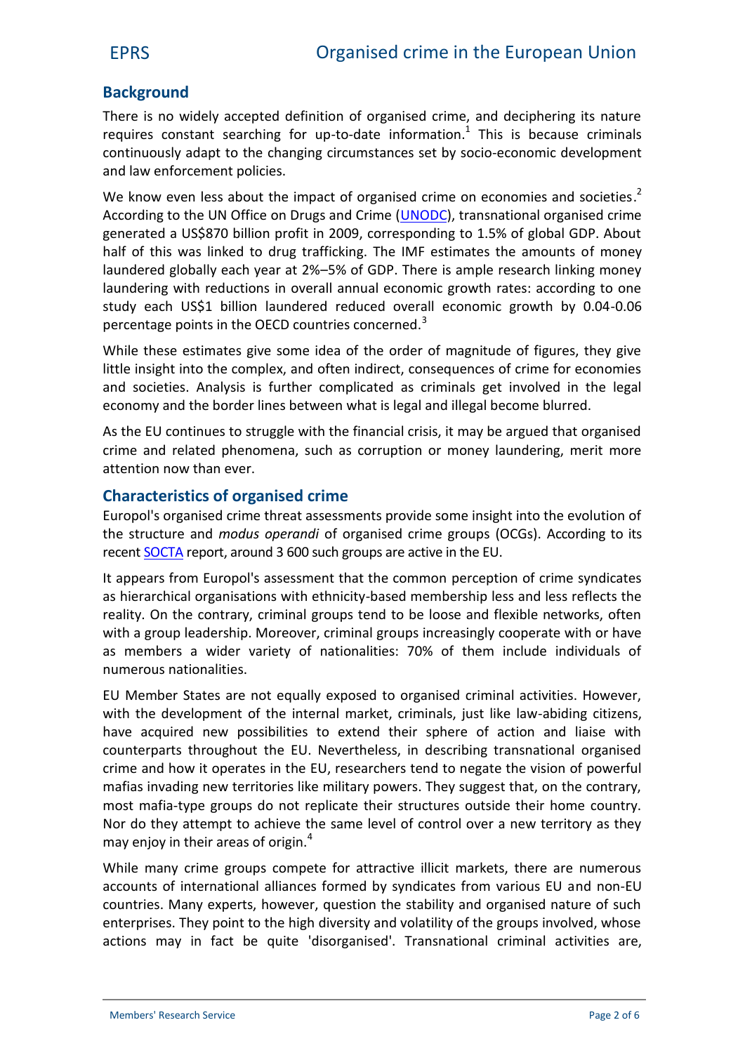## Background

There is no widely accepted definition of organised crime, and deciphering its nature requires constant searching for up-to-date information.[1] This is because criminals continuously adapt to the changing circumstances set by socio-economic development and law enforcement policies.

We know even less about the impact of organised crime on economies and societies.[2] According to the UN Office on Drugs and Crime (UNODC), transnational organised crime generated a US$870 billion profit in 2009, corresponding to 1.5% of global GDP. About half of this was linked to drug trafficking. The IMF estimates the amounts of money laundered globally each year at 2%–5% of GDP. There is ample research linking money laundering with reductions in overall annual economic growth rates: according to one study each US$1 billion laundered reduced overall economic growth by 0.04-0.06 percentage points in the OECD countries concerned.[3]

While these estimates give some idea of the order of magnitude of figures, they give little insight into the complex, and often indirect, consequences of crime for economies and societies. Analysis is further complicated as criminals get involved in the legal economy and the border lines between what is legal and illegal become blurred.

As the EU continues to struggle with the financial crisis, it may be argued that organised crime and related phenomena, such as corruption or money laundering, merit more attention now than ever.

## Characteristics of organised crime

Europol's organised crime threat assessments provide some insight into the evolution of the structure and *modus operandi* of organised crime groups (OCGs). According to its recent SOCTA report, around 3 600 such groups are active in the EU.

It appears from Europol's assessment that the common perception of crime syndicates as hierarchical organisations with ethnicity-based membership less and less reflects the reality. On the contrary, criminal groups tend to be loose and flexible networks, often with a group leadership. Moreover, criminal groups increasingly cooperate with or have as members a wider variety of nationalities: 70% of them include individuals of numerous nationalities.

EU Member States are not equally exposed to organised criminal activities. However, with the development of the internal market, criminals, just like law-abiding citizens, have acquired new possibilities to extend their sphere of action and liaise with counterparts throughout the EU. Nevertheless, in describing transnational organised crime and how it operates in the EU, researchers tend to negate the vision of powerful mafias invading new territories like military powers. They suggest that, on the contrary, most mafia-type groups do not replicate their structures outside their home country. Nor do they attempt to achieve the same level of control over a new territory as they may enjoy in their areas of origin.[4]

While many crime groups compete for attractive illicit markets, there are numerous accounts of international alliances formed by syndicates from various EU and non-EU countries. Many experts, however, question the stability and organised nature of such enterprises. They point to the high diversity and volatility of the groups involved, whose actions may in fact be quite 'disorganised'. Transnational criminal activities are,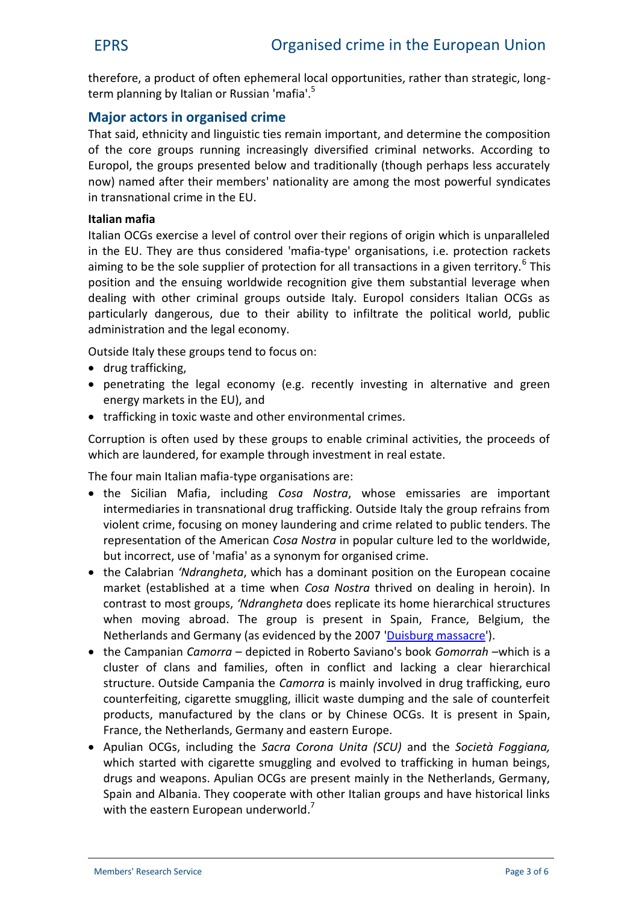therefore, a product of often ephemeral local opportunities, rather than strategic, long-term planning by Italian or Russian 'mafia'.[5]

## Major actors in organised crime

That said, ethnicity and linguistic ties remain important, and determine the composition of the core groups running increasingly diversified criminal networks. According to Europol, the groups presented below and traditionally (though perhaps less accurately now) named after their members' nationality are among the most powerful syndicates in transnational crime in the EU.

### Italian mafia

Italian OCGs exercise a level of control over their regions of origin which is unparalleled in the EU. They are thus considered 'mafia-type' organisations, i.e. protection rackets aiming to be the sole supplier of protection for all transactions in a given territory.[6] This position and the ensuing worldwide recognition give them substantial leverage when dealing with other criminal groups outside Italy. Europol considers Italian OCGs as particularly dangerous, due to their ability to infiltrate the political world, public administration and the legal economy.

Outside Italy these groups tend to focus on:

- drug trafficking,
- penetrating the legal economy (e.g. recently investing in alternative and green energy markets in the EU), and
- trafficking in toxic waste and other environmental crimes.

Corruption is often used by these groups to enable criminal activities, the proceeds of which are laundered, for example through investment in real estate.

The four main Italian mafia-type organisations are:

- the Sicilian Mafia, including *Cosa Nostra*, whose emissaries are important intermediaries in transnational drug trafficking. Outside Italy the group refrains from violent crime, focusing on money laundering and crime related to public tenders. The representation of the American *Cosa Nostra* in popular culture led to the worldwide, but incorrect, use of 'mafia' as a synonym for organised crime.
- the Calabrian *'Ndrangheta*, which has a dominant position on the European cocaine market (established at a time when *Cosa Nostra* thrived on dealing in heroin). In contrast to most groups, *'Ndrangheta* does replicate its home hierarchical structures when moving abroad. The group is present in Spain, France, Belgium, the Netherlands and Germany (as evidenced by the 2007 'Duisburg massacre').
- the Campanian *Camorra* – depicted in Roberto Saviano's book *Gomorrah* –which is a cluster of clans and families, often in conflict and lacking a clear hierarchical structure. Outside Campania the *Camorra* is mainly involved in drug trafficking, euro counterfeiting, cigarette smuggling, illicit waste dumping and the sale of counterfeit products, manufactured by the clans or by Chinese OCGs. It is present in Spain, France, the Netherlands, Germany and eastern Europe.
- Apulian OCGs, including the *Sacra Corona Unita (SCU)* and the *Società Foggiana,* which started with cigarette smuggling and evolved to trafficking in human beings, drugs and weapons. Apulian OCGs are present mainly in the Netherlands, Germany, Spain and Albania. They cooperate with other Italian groups and have historical links with the eastern European underworld.[7]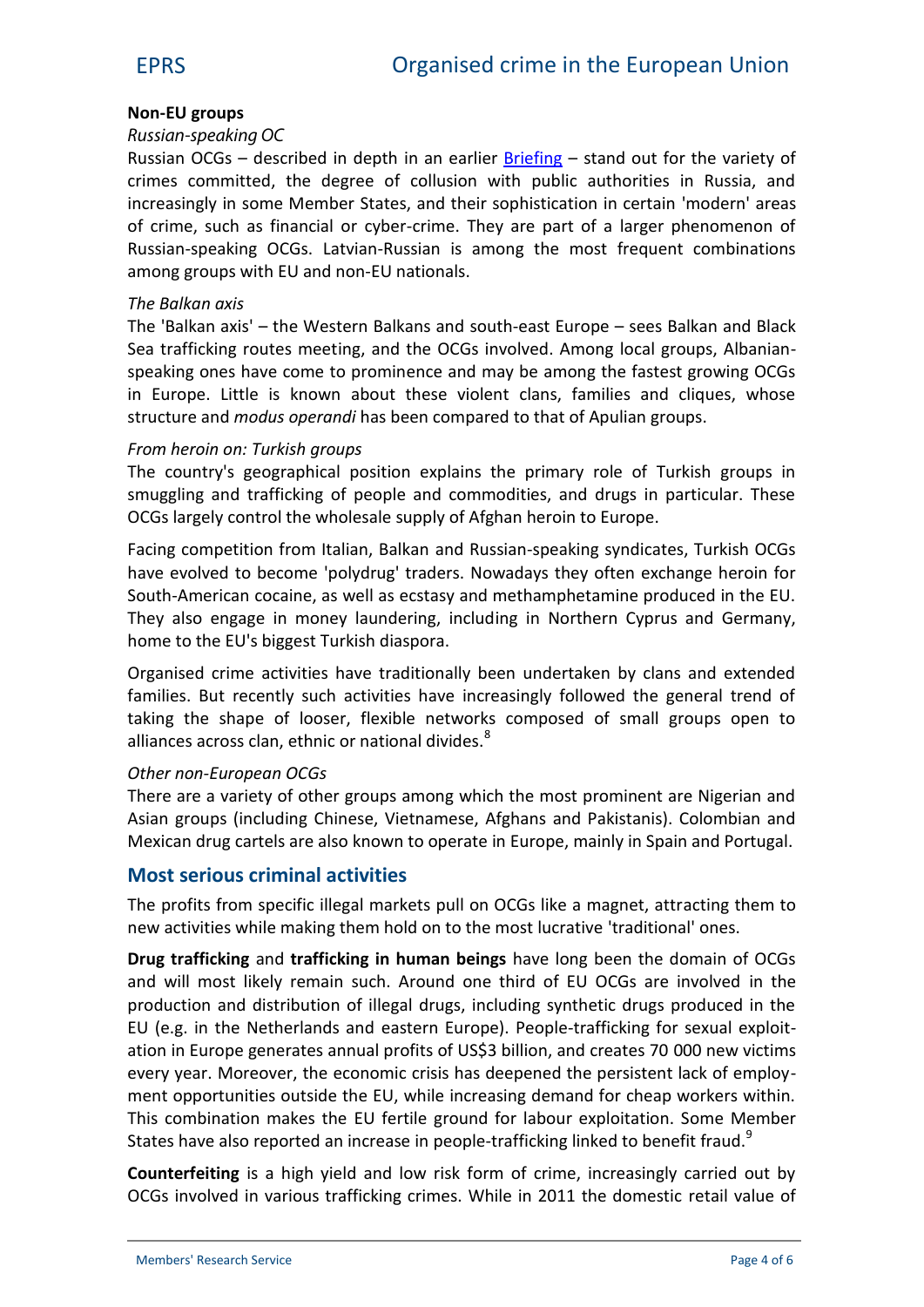**Non-EU groups**

*Russian-speaking OC*

Russian OCGs – described in depth in an earlier Briefing – stand out for the variety of crimes committed, the degree of collusion with public authorities in Russia, and increasingly in some Member States, and their sophistication in certain 'modern' areas of crime, such as financial or cyber-crime. They are part of a larger phenomenon of Russian-speaking OCGs. Latvian-Russian is among the most frequent combinations among groups with EU and non-EU nationals.

*The Balkan axis*

The 'Balkan axis' – the Western Balkans and south-east Europe – sees Balkan and Black Sea trafficking routes meeting, and the OCGs involved. Among local groups, Albanian-speaking ones have come to prominence and may be among the fastest growing OCGs in Europe. Little is known about these violent clans, families and cliques, whose structure and *modus operandi* has been compared to that of Apulian groups.

*From heroin on: Turkish groups*

The country's geographical position explains the primary role of Turkish groups in smuggling and trafficking of people and commodities, and drugs in particular. These OCGs largely control the wholesale supply of Afghan heroin to Europe.

Facing competition from Italian, Balkan and Russian-speaking syndicates, Turkish OCGs have evolved to become 'polydrug' traders. Nowadays they often exchange heroin for South-American cocaine, as well as ecstasy and methamphetamine produced in the EU. They also engage in money laundering, including in Northern Cyprus and Germany, home to the EU's biggest Turkish diaspora.

Organised crime activities have traditionally been undertaken by clans and extended families. But recently such activities have increasingly followed the general trend of taking the shape of looser, flexible networks composed of small groups open to alliances across clan, ethnic or national divides.[8]

*Other non-European OCGs*

There are a variety of other groups among which the most prominent are Nigerian and Asian groups (including Chinese, Vietnamese, Afghans and Pakistanis). Colombian and Mexican drug cartels are also known to operate in Europe, mainly in Spain and Portugal.

## Most serious criminal activities

The profits from specific illegal markets pull on OCGs like a magnet, attracting them to new activities while making them hold on to the most lucrative 'traditional' ones.

**Drug trafficking** and **trafficking in human beings** have long been the domain of OCGs and will most likely remain such. Around one third of EU OCGs are involved in the production and distribution of illegal drugs, including synthetic drugs produced in the EU (e.g. in the Netherlands and eastern Europe). People-trafficking for sexual exploitation in Europe generates annual profits of US$3 billion, and creates 70 000 new victims every year. Moreover, the economic crisis has deepened the persistent lack of employment opportunities outside the EU, while increasing demand for cheap workers within. This combination makes the EU fertile ground for labour exploitation. Some Member States have also reported an increase in people-trafficking linked to benefit fraud.[9]

**Counterfeiting** is a high yield and low risk form of crime, increasingly carried out by OCGs involved in various trafficking crimes. While in 2011 the domestic retail value of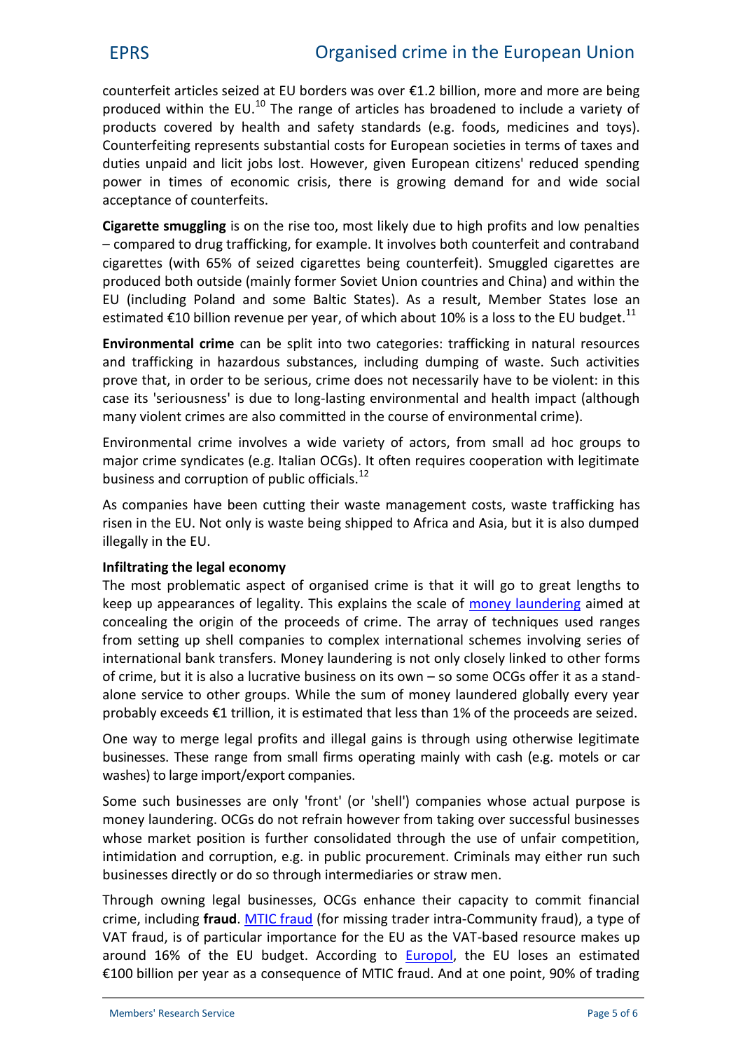counterfeit articles seized at EU borders was over €1.2 billion, more and more are being produced within the EU.[10] The range of articles has broadened to include a variety of products covered by health and safety standards (e.g. foods, medicines and toys). Counterfeiting represents substantial costs for European societies in terms of taxes and duties unpaid and licit jobs lost. However, given European citizens' reduced spending power in times of economic crisis, there is growing demand for and wide social acceptance of counterfeits.

**Cigarette smuggling** is on the rise too, most likely due to high profits and low penalties – compared to drug trafficking, for example. It involves both counterfeit and contraband cigarettes (with 65% of seized cigarettes being counterfeit). Smuggled cigarettes are produced both outside (mainly former Soviet Union countries and China) and within the EU (including Poland and some Baltic States). As a result, Member States lose an estimated €10 billion revenue per year, of which about 10% is a loss to the EU budget.[11]

**Environmental crime** can be split into two categories: trafficking in natural resources and trafficking in hazardous substances, including dumping of waste. Such activities prove that, in order to be serious, crime does not necessarily have to be violent: in this case its 'seriousness' is due to long-lasting environmental and health impact (although many violent crimes are also committed in the course of environmental crime).

Environmental crime involves a wide variety of actors, from small ad hoc groups to major crime syndicates (e.g. Italian OCGs). It often requires cooperation with legitimate business and corruption of public officials.[12]

As companies have been cutting their waste management costs, waste trafficking has risen in the EU. Not only is waste being shipped to Africa and Asia, but it is also dumped illegally in the EU.

### Infiltrating the legal economy

The most problematic aspect of organised crime is that it will go to great lengths to keep up appearances of legality. This explains the scale of money laundering aimed at concealing the origin of the proceeds of crime. The array of techniques used ranges from setting up shell companies to complex international schemes involving series of international bank transfers. Money laundering is not only closely linked to other forms of crime, but it is also a lucrative business on its own – so some OCGs offer it as a stand-alone service to other groups. While the sum of money laundered globally every year probably exceeds €1 trillion, it is estimated that less than 1% of the proceeds are seized.

One way to merge legal profits and illegal gains is through using otherwise legitimate businesses. These range from small firms operating mainly with cash (e.g. motels or car washes) to large import/export companies.

Some such businesses are only 'front' (or 'shell') companies whose actual purpose is money laundering. OCGs do not refrain however from taking over successful businesses whose market position is further consolidated through the use of unfair competition, intimidation and corruption, e.g. in public procurement. Criminals may either run such businesses directly or do so through intermediaries or straw men.

Through owning legal businesses, OCGs enhance their capacity to commit financial crime, including **fraud**. MTIC fraud (for missing trader intra-Community fraud), a type of VAT fraud, is of particular importance for the EU as the VAT-based resource makes up around 16% of the EU budget. According to Europol, the EU loses an estimated €100 billion per year as a consequence of MTIC fraud. And at one point, 90% of trading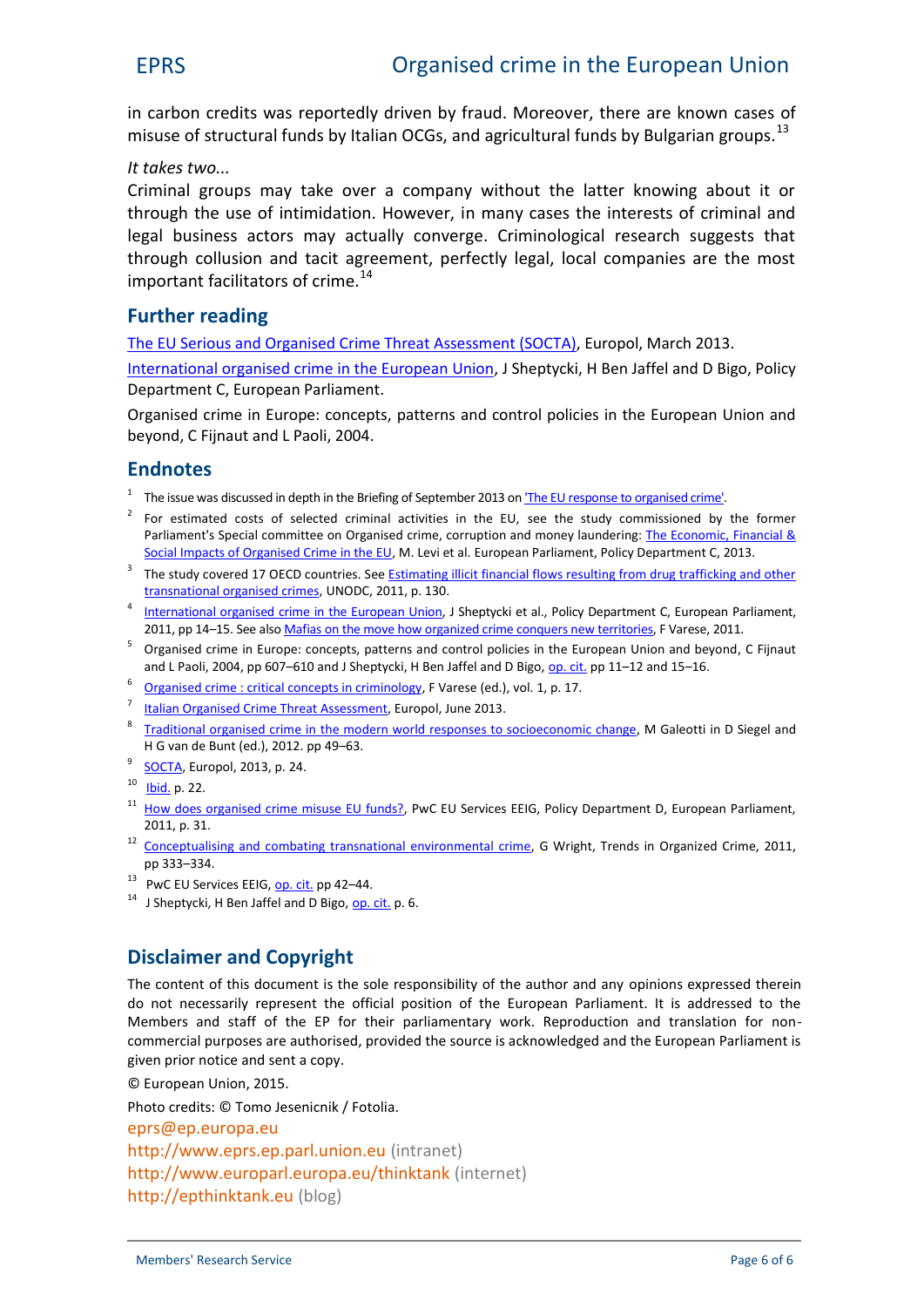in carbon credits was reportedly driven by fraud. Moreover, there are known cases of misuse of structural funds by Italian OCGs, and agricultural funds by Bulgarian groups.[13]

*It takes two...*

Criminal groups may take over a company without the latter knowing about it or through the use of intimidation. However, in many cases the interests of criminal and legal business actors may actually converge. Criminological research suggests that through collusion and tacit agreement, perfectly legal, local companies are the most important facilitators of crime.[14]

## Further reading

The EU Serious and Organised Crime Threat Assessment (SOCTA), Europol, March 2013.

International organised crime in the European Union, J Sheptycki, H Ben Jaffel and D Bigo, Policy Department C, European Parliament.

Organised crime in Europe: concepts, patterns and control policies in the European Union and beyond, C Fijnaut and L Paoli, 2004.

## Endnotes

1. The issue was discussed in depth in the Briefing of September 2013 on 'The EU response to organised crime'.
2. For estimated costs of selected criminal activities in the EU, see the study commissioned by the former Parliament's Special committee on Organised crime, corruption and money laundering: The Economic, Financial & Social Impacts of Organised Crime in the EU, M. Levi et al. European Parliament, Policy Department C, 2013.
3. The study covered 17 OECD countries. See Estimating illicit financial flows resulting from drug trafficking and other transnational organised crimes, UNODC, 2011, p. 130.
4. International organised crime in the European Union, J Sheptycki et al., Policy Department C, European Parliament, 2011, pp 14–15. See also Mafias on the move how organized crime conquers new territories, F Varese, 2011.
5. Organised crime in Europe: concepts, patterns and control policies in the European Union and beyond, C Fijnaut and L Paoli, 2004, pp 607–610 and J Sheptycki, H Ben Jaffel and D Bigo, op. cit. pp 11–12 and 15–16.
6. Organised crime : critical concepts in criminology, F Varese (ed.), vol. 1, p. 17.
7. Italian Organised Crime Threat Assessment, Europol, June 2013.
8. Traditional organised crime in the modern world responses to socioeconomic change, M Galeotti in D Siegel and H G van de Bunt (ed.), 2012. pp 49–63.
9. SOCTA, Europol, 2013, p. 24.
10. Ibid. p. 22.
11. How does organised crime misuse EU funds?, PwC EU Services EEIG, Policy Department D, European Parliament, 2011, p. 31.
12. Conceptualising and combating transnational environmental crime, G Wright, Trends in Organized Crime, 2011, pp 333–334.
13. PwC EU Services EEIG, op. cit. pp 42–44.
14. J Sheptycki, H Ben Jaffel and D Bigo, op. cit. p. 6.

## Disclaimer and Copyright

The content of this document is the sole responsibility of the author and any opinions expressed therein do not necessarily represent the official position of the European Parliament. It is addressed to the Members and staff of the EP for their parliamentary work. Reproduction and translation for non-commercial purposes are authorised, provided the source is acknowledged and the European Parliament is given prior notice and sent a copy.

© European Union, 2015.

Photo credits: © Tomo Jesenicnik / Fotolia.

eprs@ep.europa.eu

http://www.eprs.ep.parl.union.eu (intranet)

http://www.europarl.europa.eu/thinktank (internet)

http://epthinktank.eu (blog)